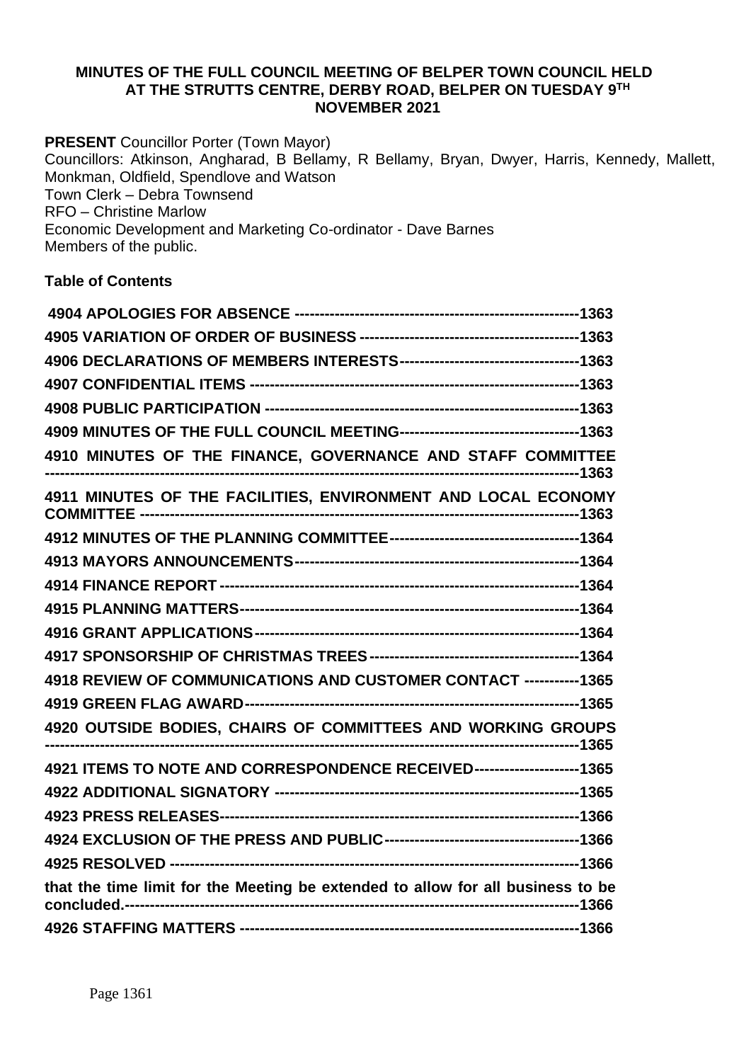**MINUTES OF THE FULL COUNCIL MEETING OF BELPER TOWN COUNCIL HELD AT THE STRUTTS CENTRE, DERBY ROAD, BELPER ON TUESDAY 9TH NOVEMBER 2021**

**PRESENT** Councillor Porter (Town Mayor)
Councillors: Atkinson, Angharad, B Bellamy, R Bellamy, Bryan, Dwyer, Harris, Kennedy, Mallett, Monkman, Oldfield, Spendlove and Watson
Town Clerk – Debra Townsend
RFO – Christine Marlow
Economic Development and Marketing Co-ordinator - Dave Barnes
Members of the public.

**Table of Contents**

**4904 APOLOGIES FOR ABSENCE ------------------------------------------------------1363**
**4905 VARIATION OF ORDER OF BUSINESS ------------------------------------------1363**
**4906 DECLARATIONS OF MEMBERS INTERESTS-----------------------------------1363**
**4907 CONFIDENTIAL ITEMS --------------------------------------------------------------1363**
**4908 PUBLIC PARTICIPATION -----------------------------------------------------------1363**
**4909 MINUTES OF THE FULL COUNCIL MEETING-----------------------------------1363**
**4910 MINUTES OF THE FINANCE, GOVERNANCE AND STAFF COMMITTEE ----------------------------------------------------------------------------------------------------1363**
**4911 MINUTES OF THE FACILITIES, ENVIRONMENT AND LOCAL ECONOMY COMMITTEE ---------------------------------------------------------------------------------1363**
**4912 MINUTES OF THE PLANNING COMMITTEE-------------------------------------1364**
**4913 MAYORS ANNOUNCEMENTS-------------------------------------------------------1364**
**4914 FINANCE REPORT ---------------------------------------------------------------------1364**
**4915 PLANNING MATTERS------------------------------------------------------------------1364**
**4916 GRANT APPLICATIONS----------------------------------------------------------------1364**
**4917 SPONSORSHIP OF CHRISTMAS TREES-----------------------------------------1364**
**4918 REVIEW OF COMMUNICATIONS AND CUSTOMER CONTACT -----------1365**
**4919 GREEN FLAG AWARD-----------------------------------------------------------------1365**
**4920 OUTSIDE BODIES, CHAIRS OF COMMITTEES AND WORKING GROUPS ----------------------------------------------------------------------------------------------------1365**
**4921 ITEMS TO NOTE AND CORRESPONDENCE RECEIVED--------------------1365**
**4922 ADDITIONAL SIGNATORY -----------------------------------------------------------1365**
**4923 PRESS RELEASES----------------------------------------------------------------------1366**
**4924 EXCLUSION OF THE PRESS AND PUBLIC---------------------------------------1366**
**4925 RESOLVED -------------------------------------------------------------------------------1366**
**that the time limit for the Meeting be extended to allow for all business to be concluded.----------------------------------------------------------------------------------------1366**
**4926 STAFFING MATTERS ------------------------------------------------------------------1366**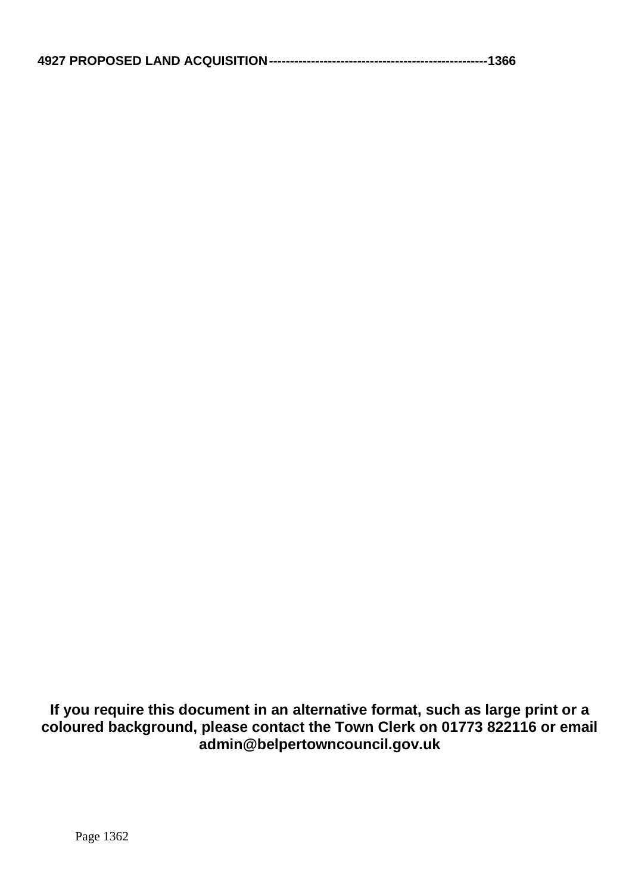**4927 PROPOSED LAND ACQUISITION---------------------------------------------------1366**

**If you require this document in an alternative format, such as large print or a coloured background, please contact the Town Clerk on 01773 822116 or email admin@belpertowncouncil.gov.uk**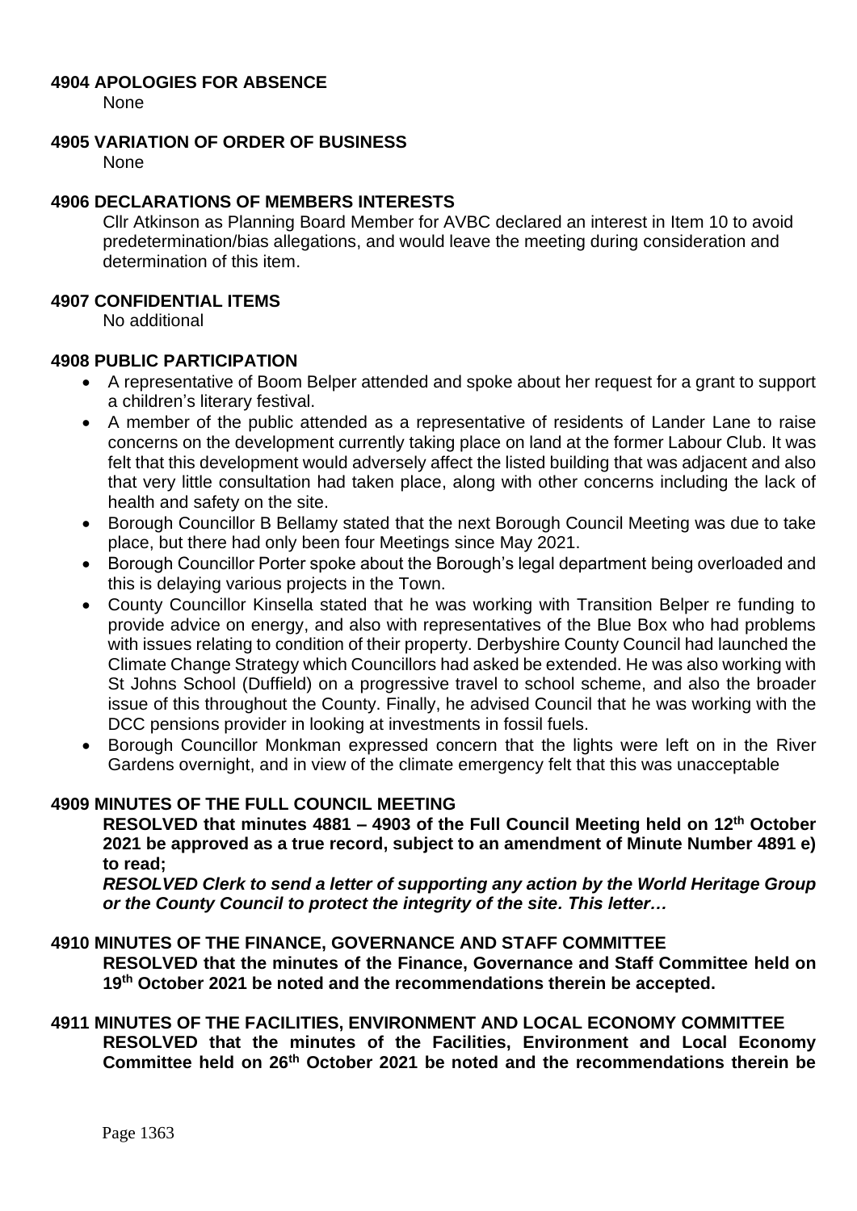**4904 APOLOGIES FOR ABSENCE**

None

**4905 VARIATION OF ORDER OF BUSINESS**

None

**4906 DECLARATIONS OF MEMBERS INTERESTS**

Cllr Atkinson as Planning Board Member for AVBC declared an interest in Item 10 to avoid predetermination/bias allegations, and would leave the meeting during consideration and determination of this item.

**4907 CONFIDENTIAL ITEMS**

No additional

**4908 PUBLIC PARTICIPATION**

- A representative of Boom Belper attended and spoke about her request for a grant to support a children's literary festival.
- A member of the public attended as a representative of residents of Lander Lane to raise concerns on the development currently taking place on land at the former Labour Club. It was felt that this development would adversely affect the listed building that was adjacent and also that very little consultation had taken place, along with other concerns including the lack of health and safety on the site.
- Borough Councillor B Bellamy stated that the next Borough Council Meeting was due to take place, but there had only been four Meetings since May 2021.
- Borough Councillor Porter spoke about the Borough's legal department being overloaded and this is delaying various projects in the Town.
- County Councillor Kinsella stated that he was working with Transition Belper re funding to provide advice on energy, and also with representatives of the Blue Box who had problems with issues relating to condition of their property. Derbyshire County Council had launched the Climate Change Strategy which Councillors had asked be extended. He was also working with St Johns School (Duffield) on a progressive travel to school scheme, and also the broader issue of this throughout the County. Finally, he advised Council that he was working with the DCC pensions provider in looking at investments in fossil fuels.
- Borough Councillor Monkman expressed concern that the lights were left on in the River Gardens overnight, and in view of the climate emergency felt that this was unacceptable

**4909 MINUTES OF THE FULL COUNCIL MEETING**

**RESOLVED that minutes 4881 – 4903 of the Full Council Meeting held on 12th October 2021 be approved as a true record, subject to an amendment of Minute Number 4891 e) to read;**

***RESOLVED Clerk to send a letter of supporting any action by the World Heritage Group or the County Council to protect the integrity of the site. This letter…***

**4910 MINUTES OF THE FINANCE, GOVERNANCE AND STAFF COMMITTEE**

**RESOLVED that the minutes of the Finance, Governance and Staff Committee held on 19th October 2021 be noted and the recommendations therein be accepted.**

**4911 MINUTES OF THE FACILITIES, ENVIRONMENT AND LOCAL ECONOMY COMMITTEE**

**RESOLVED that the minutes of the Facilities, Environment and Local Economy Committee held on 26th October 2021 be noted and the recommendations therein be**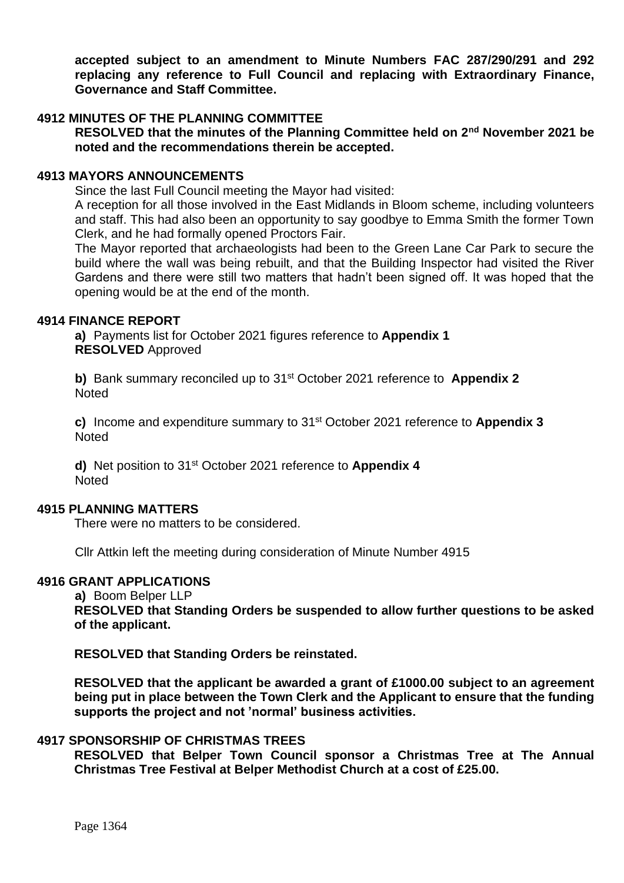**accepted subject to an amendment to Minute Numbers FAC 287/290/291 and 292 replacing any reference to Full Council and replacing with Extraordinary Finance, Governance and Staff Committee.**

## 4912 MINUTES OF THE PLANNING COMMITTEE

**RESOLVED that the minutes of the Planning Committee held on 2nd November 2021 be noted and the recommendations therein be accepted.**

## 4913 MAYORS ANNOUNCEMENTS

Since the last Full Council meeting the Mayor had visited:

A reception for all those involved in the East Midlands in Bloom scheme, including volunteers and staff. This had also been an opportunity to say goodbye to Emma Smith the former Town Clerk, and he had formally opened Proctors Fair.

The Mayor reported that archaeologists had been to the Green Lane Car Park to secure the build where the wall was being rebuilt, and that the Building Inspector had visited the River Gardens and there were still two matters that hadn't been signed off. It was hoped that the opening would be at the end of the month.

## 4914 FINANCE REPORT

**a)** Payments list for October 2021 figures reference to **Appendix 1**
**RESOLVED** Approved

**b)** Bank summary reconciled up to 31st October 2021 reference to **Appendix 2**
Noted

**c)** Income and expenditure summary to 31st October 2021 reference to **Appendix 3**
Noted

**d)** Net position to 31st October 2021 reference to **Appendix 4**
Noted

## 4915 PLANNING MATTERS

There were no matters to be considered.

Cllr Attkin left the meeting during consideration of Minute Number 4915

## 4916 GRANT APPLICATIONS

**a)** Boom Belper LLP

**RESOLVED that Standing Orders be suspended to allow further questions to be asked of the applicant.**

**RESOLVED that Standing Orders be reinstated.**

**RESOLVED that the applicant be awarded a grant of £1000.00 subject to an agreement being put in place between the Town Clerk and the Applicant to ensure that the funding supports the project and not 'normal' business activities.**

## 4917 SPONSORSHIP OF CHRISTMAS TREES

**RESOLVED that Belper Town Council sponsor a Christmas Tree at The Annual Christmas Tree Festival at Belper Methodist Church at a cost of £25.00.**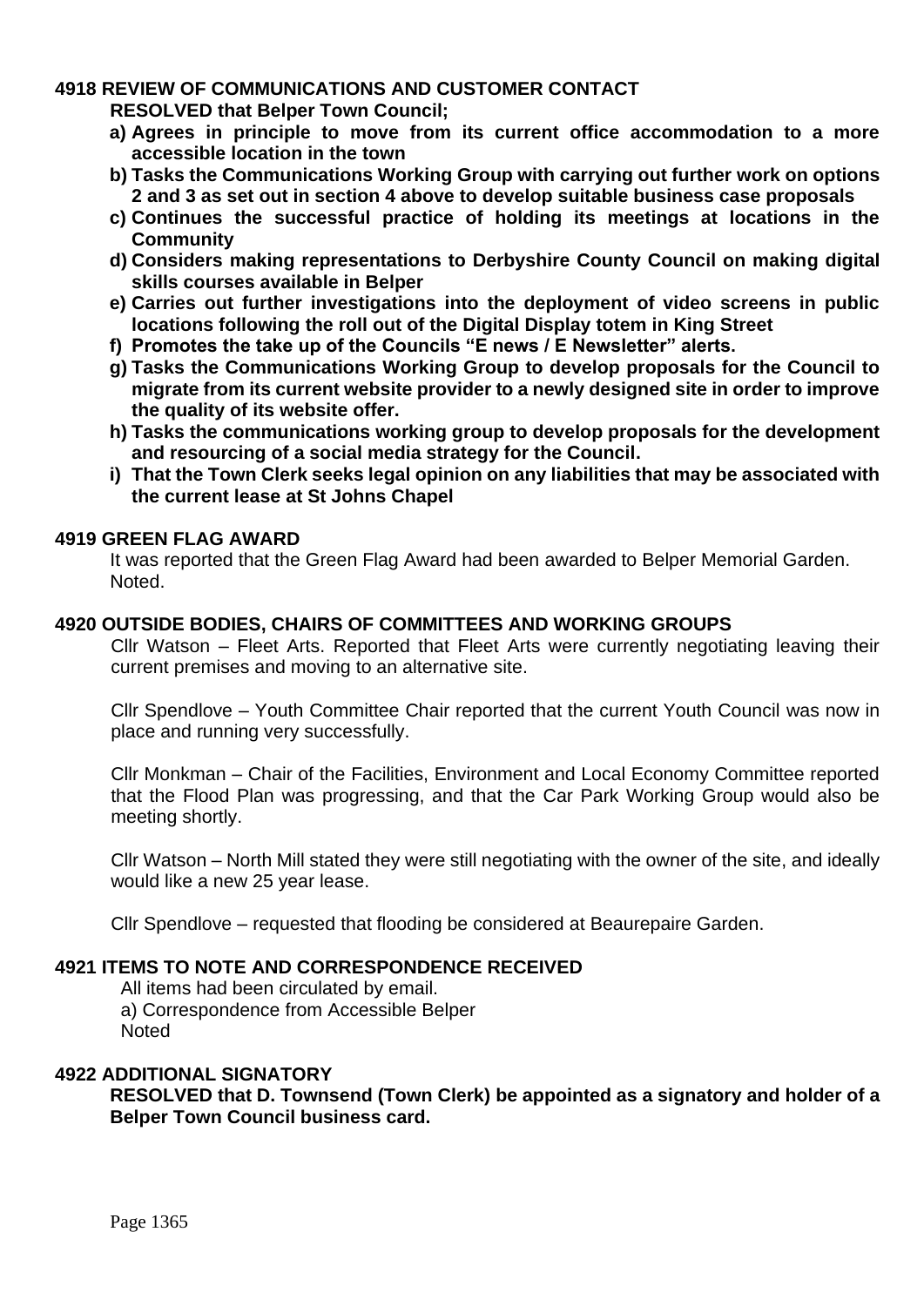### 4918 REVIEW OF COMMUNICATIONS AND CUSTOMER CONTACT

**RESOLVED that Belper Town Council;**

- **a) Agrees in principle to move from its current office accommodation to a more accessible location in the town**
- **b) Tasks the Communications Working Group with carrying out further work on options 2 and 3 as set out in section 4 above to develop suitable business case proposals**
- **c) Continues the successful practice of holding its meetings at locations in the Community**
- **d) Considers making representations to Derbyshire County Council on making digital skills courses available in Belper**
- **e) Carries out further investigations into the deployment of video screens in public locations following the roll out of the Digital Display totem in King Street**
- **f) Promotes the take up of the Councils "E news / E Newsletter" alerts.**
- **g) Tasks the Communications Working Group to develop proposals for the Council to migrate from its current website provider to a newly designed site in order to improve the quality of its website offer.**
- **h) Tasks the communications working group to develop proposals for the development and resourcing of a social media strategy for the Council.**
- **i) That the Town Clerk seeks legal opinion on any liabilities that may be associated with the current lease at St Johns Chapel**

### 4919 GREEN FLAG AWARD

It was reported that the Green Flag Award had been awarded to Belper Memorial Garden. Noted.

### 4920 OUTSIDE BODIES, CHAIRS OF COMMITTEES AND WORKING GROUPS

Cllr Watson – Fleet Arts. Reported that Fleet Arts were currently negotiating leaving their current premises and moving to an alternative site.

Cllr Spendlove – Youth Committee Chair reported that the current Youth Council was now in place and running very successfully.

Cllr Monkman – Chair of the Facilities, Environment and Local Economy Committee reported that the Flood Plan was progressing, and that the Car Park Working Group would also be meeting shortly.

Cllr Watson – North Mill stated they were still negotiating with the owner of the site, and ideally would like a new 25 year lease.

Cllr Spendlove – requested that flooding be considered at Beaurepaire Garden.

### 4921 ITEMS TO NOTE AND CORRESPONDENCE RECEIVED

All items had been circulated by email.
a) Correspondence from Accessible Belper
Noted

### 4922 ADDITIONAL SIGNATORY

**RESOLVED that D. Townsend (Town Clerk) be appointed as a signatory and holder of a Belper Town Council business card.**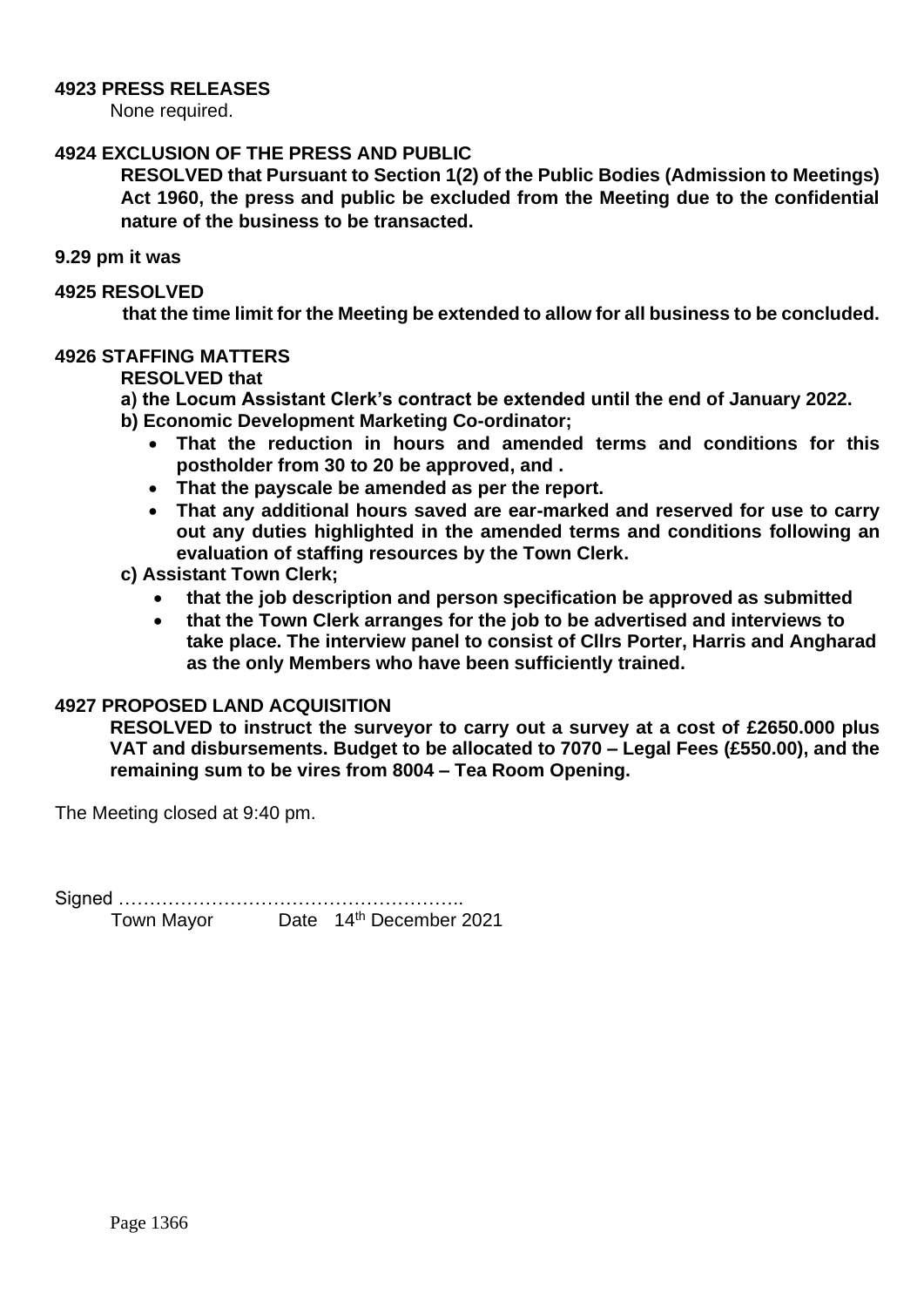**4923 PRESS RELEASES**

None required.

**4924 EXCLUSION OF THE PRESS AND PUBLIC**

**RESOLVED that Pursuant to Section 1(2) of the Public Bodies (Admission to Meetings) Act 1960, the press and public be excluded from the Meeting due to the confidential nature of the business to be transacted.**

**9.29 pm it was**

**4925 RESOLVED**

**that the time limit for the Meeting be extended to allow for all business to be concluded.**

**4926 STAFFING MATTERS**

**RESOLVED that**

**a) the Locum Assistant Clerk's contract be extended until the end of January 2022.**

**b) Economic Development Marketing Co-ordinator;**

- **That the reduction in hours and amended terms and conditions for this postholder from 30 to 20 be approved, and .**
- **That the payscale be amended as per the report.**
- **That any additional hours saved are ear-marked and reserved for use to carry out any duties highlighted in the amended terms and conditions following an evaluation of staffing resources by the Town Clerk.**

**c) Assistant Town Clerk;**

- **that the job description and person specification be approved as submitted**
- **that the Town Clerk arranges for the job to be advertised and interviews to take place. The interview panel to consist of Cllrs Porter, Harris and Angharad as the only Members who have been sufficiently trained.**

**4927 PROPOSED LAND ACQUISITION**

**RESOLVED to instruct the surveyor to carry out a survey at a cost of £2650.000 plus VAT and disbursements. Budget to be allocated to 7070 – Legal Fees (£550.00), and the remaining sum to be vires from 8004 – Tea Room Opening.**

The Meeting closed at 9:40 pm.

Signed ………………………………………………..

Town Mayor Date 14th December 2021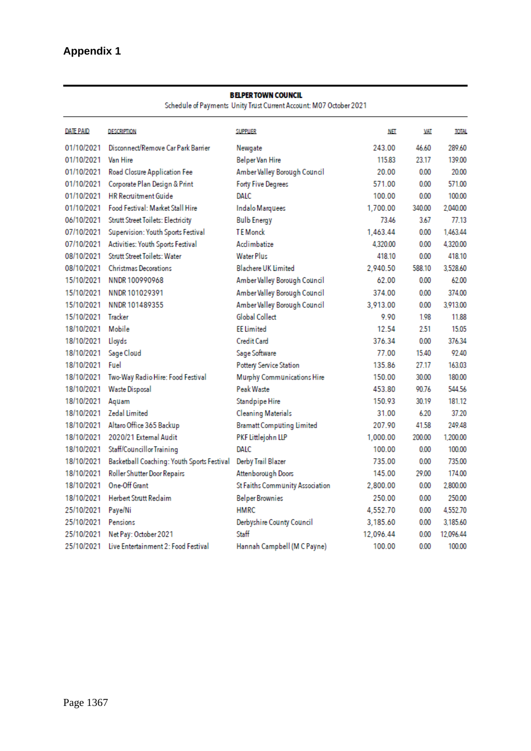# Appendix 1

**BELPER TOWN COUNCIL**

Schedule of Payments Unity Trust Current Account: M07 October 2021

| DATE PAID | DESCRIPTION | SUPPLIER | NET | VAT | TOTAL |
|---|---|---|---|---|---|
| 01/10/2021 | Disconnect/Remove Car Park Barrier | Newgate | 243.00 | 46.60 | 289.60 |
| 01/10/2021 | Van Hire | Belper Van Hire | 115.83 | 23.17 | 139.00 |
| 01/10/2021 | Road Closure Application Fee | Amber Valley Borough Council | 20.00 | 0.00 | 20.00 |
| 01/10/2021 | Corporate Plan Design & Print | Forty Five Degrees | 571.00 | 0.00 | 571.00 |
| 01/10/2021 | HR Recruitment Guide | DALC | 100.00 | 0.00 | 100.00 |
| 01/10/2021 | Food Festival: Market Stall Hire | Indalo Marquees | 1,700.00 | 340.00 | 2,040.00 |
| 06/10/2021 | Strutt Street Toilets: Electricity | Bulb Energy | 73.46 | 3.67 | 77.13 |
| 07/10/2021 | Supervision: Youth Sports Festival | T E Monck | 1,463.44 | 0.00 | 1,463.44 |
| 07/10/2021 | Activities: Youth Sports Festival | Acclimbatize | 4,320.00 | 0.00 | 4,320.00 |
| 08/10/2021 | Strutt Street Toilets: Water | Water Plus | 418.10 | 0.00 | 418.10 |
| 08/10/2021 | Christmas Decorations | Blachere UK Limited | 2,940.50 | 588.10 | 3,528.60 |
| 15/10/2021 | NNDR 100990968 | Amber Valley Borough Council | 62.00 | 0.00 | 62.00 |
| 15/10/2021 | NNDR 101029391 | Amber Valley Borough Council | 374.00 | 0.00 | 374.00 |
| 15/10/2021 | NNDR 101489355 | Amber Valley Borough Council | 3,913.00 | 0.00 | 3,913.00 |
| 15/10/2021 | Tracker | Global Collect | 9.90 | 1.98 | 11.88 |
| 18/10/2021 | Mobile | EE Limited | 12.54 | 2.51 | 15.05 |
| 18/10/2021 | Lloyds | Credit Card | 376.34 | 0.00 | 376.34 |
| 18/10/2021 | Sage Cloud | Sage Software | 77.00 | 15.40 | 92.40 |
| 18/10/2021 | Fuel | Pottery Service Station | 135.86 | 27.17 | 163.03 |
| 18/10/2021 | Two-Way Radio Hire: Food Festival | Murphy Communications Hire | 150.00 | 30.00 | 180.00 |
| 18/10/2021 | Waste Disposal | Peak Waste | 453.80 | 90.76 | 544.56 |
| 18/10/2021 | Aquam | Standpipe Hire | 150.93 | 30.19 | 181.12 |
| 18/10/2021 | Zedal Limited | Cleaning Materials | 31.00 | 6.20 | 37.20 |
| 18/10/2021 | Altaro Office 365 Backup | Bramatt Computing Limited | 207.90 | 41.58 | 249.48 |
| 18/10/2021 | 2020/21 External Audit | PKF Littlejohn LLP | 1,000.00 | 200.00 | 1,200.00 |
| 18/10/2021 | Staff/Councillor Training | DALC | 100.00 | 0.00 | 100.00 |
| 18/10/2021 | Basketball Coaching: Youth Sports Festival | Derby Trail Blazer | 735.00 | 0.00 | 735.00 |
| 18/10/2021 | Roller Shutter Door Repairs | Attenborough Doors | 145.00 | 29.00 | 174.00 |
| 18/10/2021 | One-Off Grant | St Faiths Community Association | 2,800.00 | 0.00 | 2,800.00 |
| 18/10/2021 | Herbert Strutt Reclaim | Belper Brownies | 250.00 | 0.00 | 250.00 |
| 25/10/2021 | Paye/Ni | HMRC | 4,552.70 | 0.00 | 4,552.70 |
| 25/10/2021 | Pensions | Derbyshire County Council | 3,185.60 | 0.00 | 3,185.60 |
| 25/10/2021 | Net Pay: October 2021 | Staff | 12,096.44 | 0.00 | 12,096.44 |
| 25/10/2021 | Live Entertainment 2: Food Festival | Hannah Campbell (M C Payne) | 100.00 | 0.00 | 100.00 |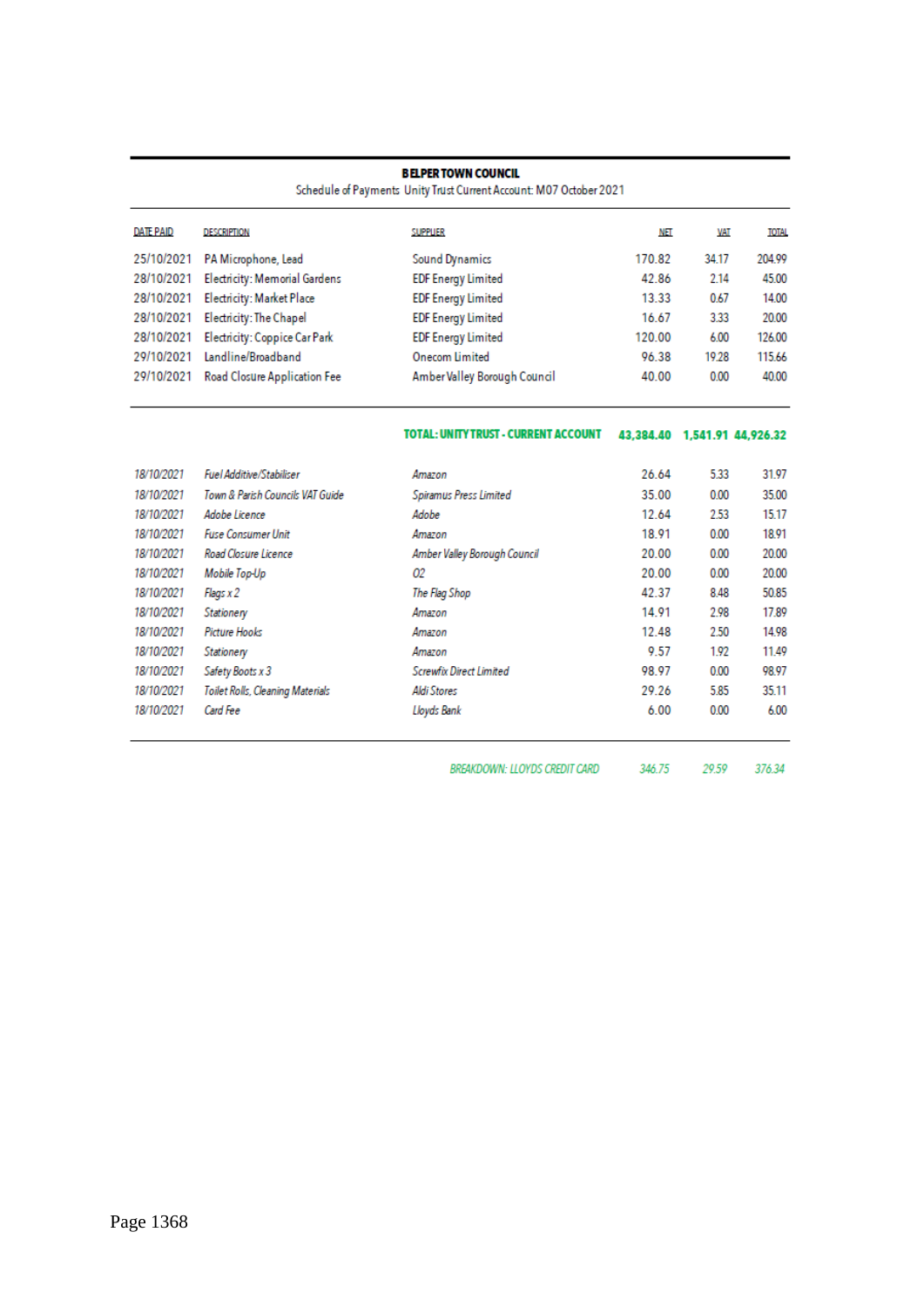**BELPER TOWN COUNCIL**

Schedule of Payments Unity Trust Current Account: M07 October 2021

| DATE PAID | DESCRIPTION | SUPPLIER | NET | VAT | TOTAL |
|---|---|---|---|---|---|
| 25/10/2021 | PA Microphone, Lead | Sound Dynamics | 170.82 | 34.17 | 204.99 |
| 28/10/2021 | Electricity: Memorial Gardens | EDF Energy Limited | 42.86 | 2.14 | 45.00 |
| 28/10/2021 | Electricity: Market Place | EDF Energy Limited | 13.33 | 0.67 | 14.00 |
| 28/10/2021 | Electricity: The Chapel | EDF Energy Limited | 16.67 | 3.33 | 20.00 |
| 28/10/2021 | Electricity: Coppice Car Park | EDF Energy Limited | 120.00 | 6.00 | 126.00 |
| 29/10/2021 | Landline/Broadband | Onecom Limited | 96.38 | 19.28 | 115.66 |
| 29/10/2021 | Road Closure Application Fee | Amber Valley Borough Council | 40.00 | 0.00 | 40.00 |
| | | **TOTAL: UNITY TRUST - CURRENT ACCOUNT** | **43,384.40** | **1,541.91** | **44,926.32** |

| DATE PAID | DESCRIPTION | SUPPLIER | NET | VAT | TOTAL |
|---|---|---|---|---|---|
| *18/10/2021* | *Fuel Additive/Stabiliser* | *Amazon* | 26.64 | 5.33 | 31.97 |
| *18/10/2021* | *Town & Parish Councils VAT Guide* | *Spiramus Press Limited* | 35.00 | 0.00 | 35.00 |
| *18/10/2021* | *Adobe Licence* | *Adobe* | 12.64 | 2.53 | 15.17 |
| *18/10/2021* | *Fuse Consumer Unit* | *Amazon* | 18.91 | 0.00 | 18.91 |
| *18/10/2021* | *Road Closure Licence* | *Amber Valley Borough Council* | 20.00 | 0.00 | 20.00 |
| *18/10/2021* | *Mobile Top-Up* | *O2* | 20.00 | 0.00 | 20.00 |
| *18/10/2021* | *Flags x 2* | *The Flag Shop* | 42.37 | 8.48 | 50.85 |
| *18/10/2021* | *Stationery* | *Amazon* | 14.91 | 2.98 | 17.89 |
| *18/10/2021* | *Picture Hooks* | *Amazon* | 12.48 | 2.50 | 14.98 |
| *18/10/2021* | *Stationery* | *Amazon* | 9.57 | 1.92 | 11.49 |
| *18/10/2021* | *Safety Boots x 3* | *Screwfix Direct Limited* | 98.97 | 0.00 | 98.97 |
| *18/10/2021* | *Toilet Rolls, Cleaning Materials* | *Aldi Stores* | 29.26 | 5.85 | 35.11 |
| *18/10/2021* | *Card Fee* | *Lloyds Bank* | 6.00 | 0.00 | 6.00 |
| | | *BREAKDOWN: LLOYDS CREDIT CARD* | *346.75* | *29.59* | *376.34* |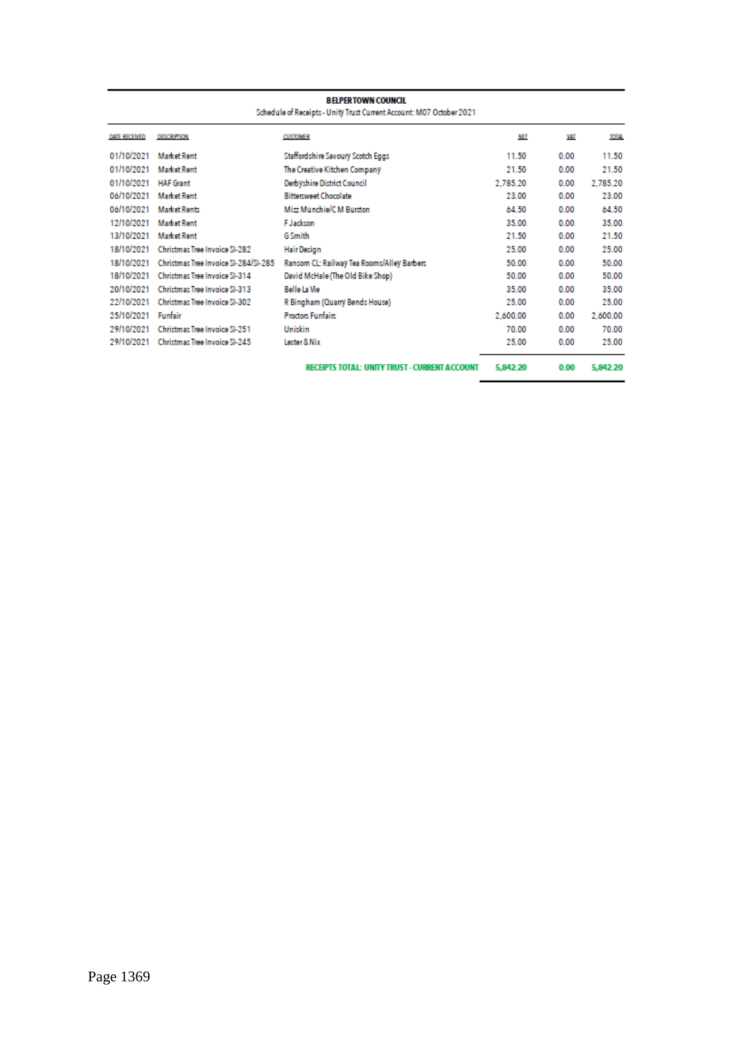**BELPER TOWN COUNCIL**

Schedule of Receipts - Unity Trust Current Account: M07 October 2021

| DATE RECEIVED | DESCRIPTION | CUSTOMER | NET | VAT | TOTAL |
|---|---|---|---|---|---|
| 01/10/2021 | Market Rent | Staffordshire Savoury Scotch Eggs | 11.50 | 0.00 | 11.50 |
| 01/10/2021 | Market Rent | The Creative Kitchen Company | 21.50 | 0.00 | 21.50 |
| 01/10/2021 | HAF Grant | Derbyshire District Council | 2,785.20 | 0.00 | 2,785.20 |
| 06/10/2021 | Market Rent | Bittersweet Chocolate | 23.00 | 0.00 | 23.00 |
| 06/10/2021 | Market Rents | Mizz Munchie/C M Burston | 64.50 | 0.00 | 64.50 |
| 12/10/2021 | Market Rent | F Jackson | 35.00 | 0.00 | 35.00 |
| 13/10/2021 | Market Rent | G Smith | 21.50 | 0.00 | 21.50 |
| 18/10/2021 | Christmas Tree Invoice SI-282 | Hair Design | 25.00 | 0.00 | 25.00 |
| 18/10/2021 | Christmas Tree Invoice SI-284/SI-285 | Ransom CL: Railway Tea Rooms/Alley Barbers | 50.00 | 0.00 | 50.00 |
| 18/10/2021 | Christmas Tree Invoice SI-314 | David McHale (The Old Bike Shop) | 50.00 | 0.00 | 50.00 |
| 20/10/2021 | Christmas Tree Invoice SI-313 | Belle La Vie | 35.00 | 0.00 | 35.00 |
| 22/10/2021 | Christmas Tree Invoice SI-302 | R Bingham (Quarry Bends House) | 25.00 | 0.00 | 25.00 |
| 25/10/2021 | Funfair | Proctors Funfairs | 2,600.00 | 0.00 | 2,600.00 |
| 29/10/2021 | Christmas Tree Invoice SI-251 | Uniskin | 70.00 | 0.00 | 70.00 |
| 29/10/2021 | Christmas Tree Invoice SI-245 | Lester & Nix | 25.00 | 0.00 | 25.00 |
| | | **RECEIPTS TOTAL: UNITY TRUST - CURRENT ACCOUNT** | **5,842.20** | **0.00** | **5,842.20** |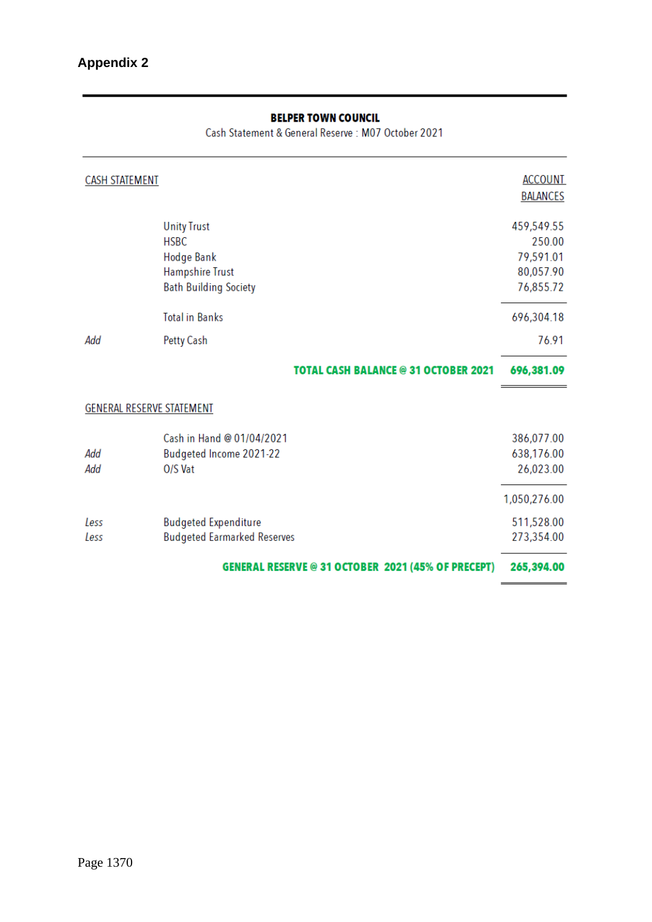## Appendix 2

**BELPER TOWN COUNCIL**

Cash Statement & General Reserve : M07 October 2021

| CASH STATEMENT | | ACCOUNT BALANCES |
|---|---|---|
| | Unity Trust | 459,549.55 |
| | HSBC | 250.00 |
| | Hodge Bank | 79,591.01 |
| | Hampshire Trust | 80,057.90 |
| | Bath Building Society | 76,855.72 |
| | Total in Banks | 696,304.18 |
| *Add* | Petty Cash | 76.91 |
| | **TOTAL CASH BALANCE @ 31 OCTOBER 2021** | **696,381.09** |

| GENERAL RESERVE STATEMENT | | |
|---|---|---|
| | Cash in Hand @ 01/04/2021 | 386,077.00 |
| *Add* | Budgeted Income 2021-22 | 638,176.00 |
| *Add* | O/S Vat | 26,023.00 |
| | | 1,050,276.00 |
| *Less* | Budgeted Expenditure | 511,528.00 |
| *Less* | Budgeted Earmarked Reserves | 273,354.00 |
| | **GENERAL RESERVE @ 31 OCTOBER 2021 (45% OF PRECEPT)** | **265,394.00** |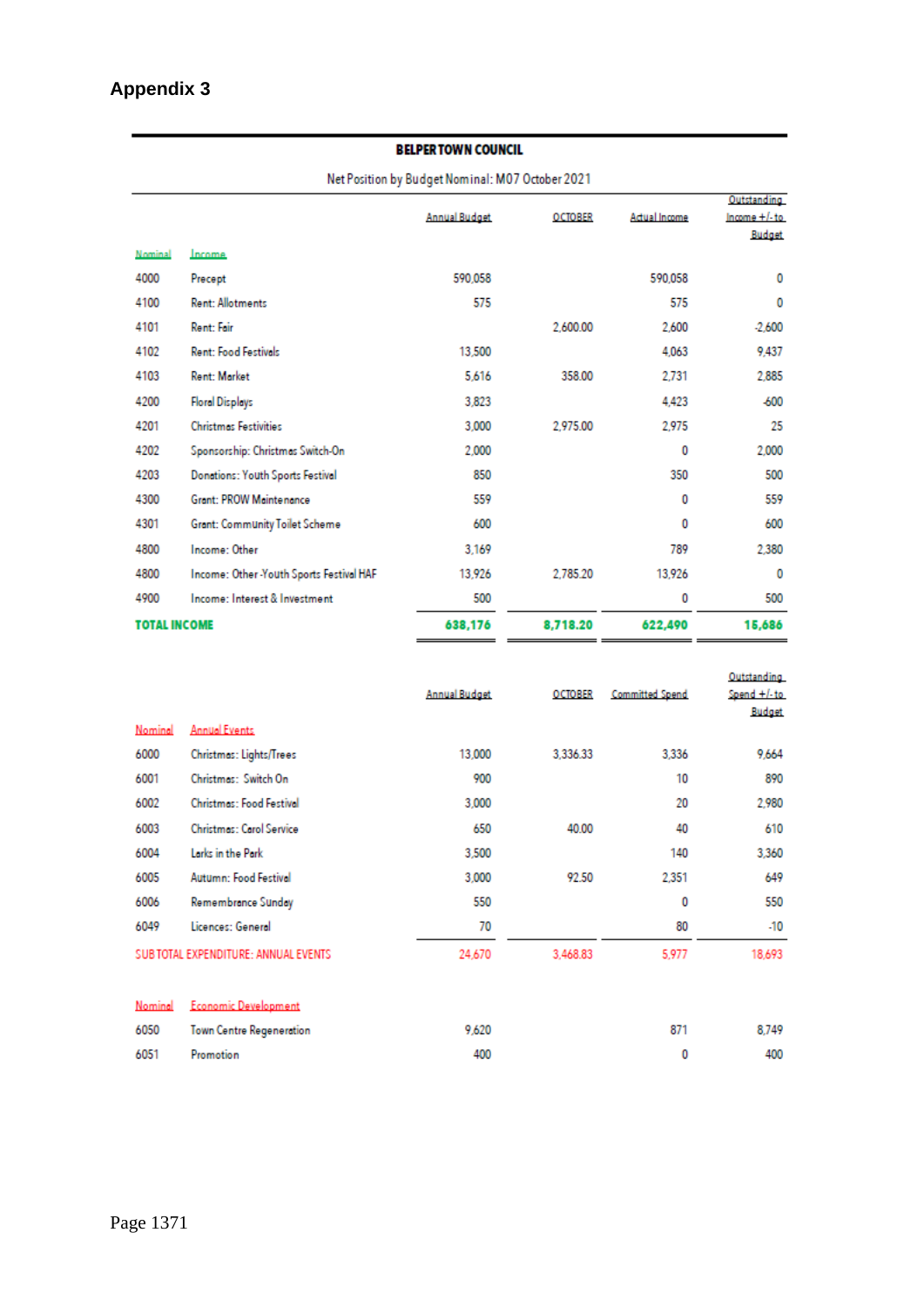## Appendix 3

**BELPER TOWN COUNCIL**

Net Position by Budget Nominal: M07 October 2021

| Nominal | Income | Annual Budget | OCTOBER | Actual Income | Outstanding Income +/- to Budget |
|---|---|---|---|---|---|
| 4000 | Precept | 590,058 | | 590,058 | 0 |
| 4100 | Rent: Allotments | 575 | | 575 | 0 |
| 4101 | Rent: Fair | | 2,600.00 | 2,600 | -2,600 |
| 4102 | Rent: Food Festivals | 13,500 | | 4,063 | 9,437 |
| 4103 | Rent: Market | 5,616 | 358.00 | 2,731 | 2,885 |
| 4200 | Floral Displays | 3,823 | | 4,423 | -600 |
| 4201 | Christmas Festivities | 3,000 | 2,975.00 | 2,975 | 25 |
| 4202 | Sponsorship: Christmas Switch-On | 2,000 | | 0 | 2,000 |
| 4203 | Donations: Youth Sports Festival | 850 | | 350 | 500 |
| 4300 | Grant: PROW Maintenance | 559 | | 0 | 559 |
| 4301 | Grant: Community Toilet Scheme | 600 | | 0 | 600 |
| 4800 | Income: Other | 3,169 | | 789 | 2,380 |
| 4800 | Income: Other -Youth Sports Festival HAF | 13,926 | 2,785.20 | 13,926 | 0 |
| 4900 | Income: Interest & Investment | 500 | | 0 | 500 |
| **TOTAL INCOME** | | **638,176** | **8,718.20** | **622,490** | **15,686** |

| Nominal | Annual Events | Annual Budget | OCTOBER | Committed Spend | Outstanding Spend +/- to Budget |
|---|---|---|---|---|---|
| 6000 | Christmas: Lights/Trees | 13,000 | 3,336.33 | 3,336 | 9,664 |
| 6001 | Christmas: Switch On | 900 | | 10 | 890 |
| 6002 | Christmas: Food Festival | 3,000 | | 20 | 2,980 |
| 6003 | Christmas: Carol Service | 650 | 40.00 | 40 | 610 |
| 6004 | Larks in the Park | 3,500 | | 140 | 3,360 |
| 6005 | Autumn: Food Festival | 3,000 | 92.50 | 2,351 | 649 |
| 6006 | Remembrance Sunday | 550 | | 0 | 550 |
| 6049 | Licences: General | 70 | | 80 | -10 |
| SUB TOTAL EXPENDITURE: ANNUAL EVENTS | | 24,670 | 3,468.83 | 5,977 | 18,693 |

| Nominal | Economic Development | Annual Budget | OCTOBER | Committed Spend | Outstanding Spend +/- to Budget |
|---|---|---|---|---|---|
| 6050 | Town Centre Regeneration | 9,620 | | 871 | 8,749 |
| 6051 | Promotion | 400 | | 0 | 400 |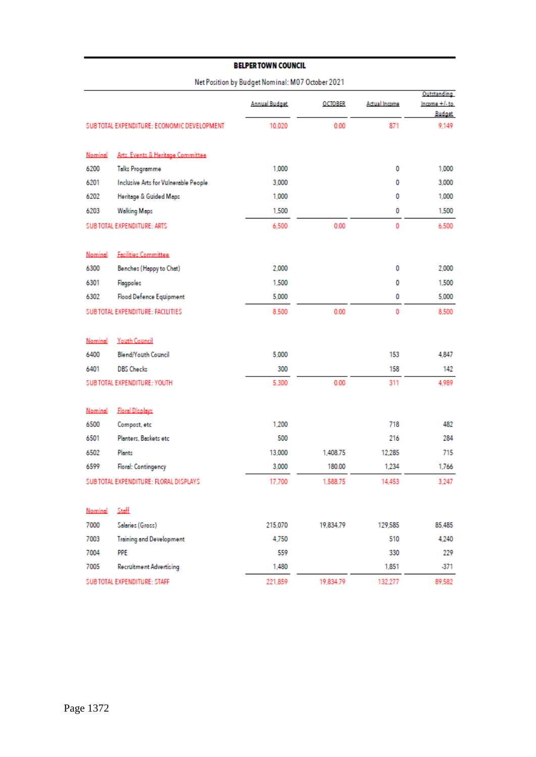**BELPER TOWN COUNCIL**

Net Position by Budget Nominal: M07 October 2021

| | | Annual Budget | OCTOBER | Actual Income | Outstanding Income +/- to Budget |
|---|---|---|---|---|---|
| SUB TOTAL EXPENDITURE: ECONOMIC DEVELOPMENT | | 10,020 | 0.00 | 871 | 9,149 |
| Nominal | Arts, Events & Heritage Committee | | | | |
| 6200 | Talks Programme | 1,000 | | 0 | 1,000 |
| 6201 | Inclusive Arts for Vulnerable People | 3,000 | | 0 | 3,000 |
| 6202 | Heritage & Guided Maps | 1,000 | | 0 | 1,000 |
| 6203 | Walking Maps | 1,500 | | 0 | 1,500 |
| SUB TOTAL EXPENDITURE: ARTS | | 6,500 | 0.00 | 0 | 6,500 |
| Nominal | Facilities Committee | | | | |
| 6300 | Benches (Happy to Chat) | 2,000 | | 0 | 2,000 |
| 6301 | Flagpoles | 1,500 | | 0 | 1,500 |
| 6302 | Flood Defence Equipment | 5,000 | | 0 | 5,000 |
| SUB TOTAL EXPENDITURE: FACILITIES | | 8,500 | 0.00 | 0 | 8,500 |
| Nominal | Youth Council | | | | |
| 6400 | Blend/Youth Council | 5,000 | | 153 | 4,847 |
| 6401 | DBS Checks | 300 | | 158 | 142 |
| SUB TOTAL EXPENDITURE: YOUTH | | 5,300 | 0.00 | 311 | 4,989 |
| Nominal | Floral Displays | | | | |
| 6500 | Compost, etc | 1,200 | | 718 | 482 |
| 6501 | Planters, Baskets etc | 500 | | 216 | 284 |
| 6502 | Plants | 13,000 | 1,408.75 | 12,285 | 715 |
| 6599 | Floral: Contingency | 3,000 | 180.00 | 1,234 | 1,766 |
| SUB TOTAL EXPENDITURE: FLORAL DISPLAYS | | 17,700 | 1,588.75 | 14,453 | 3,247 |
| Nominal | Staff | | | | |
| 7000 | Salaries (Gross) | 215,070 | 19,834.79 | 129,585 | 85,485 |
| 7003 | Training and Development | 4,750 | | 510 | 4,240 |
| 7004 | PPE | 559 | | 330 | 229 |
| 7005 | Recruitment Advertising | 1,480 | | 1,851 | -371 |
| SUB TOTAL EXPENDITURE: STAFF | | 221,859 | 19,834.79 | 132,277 | 89,582 |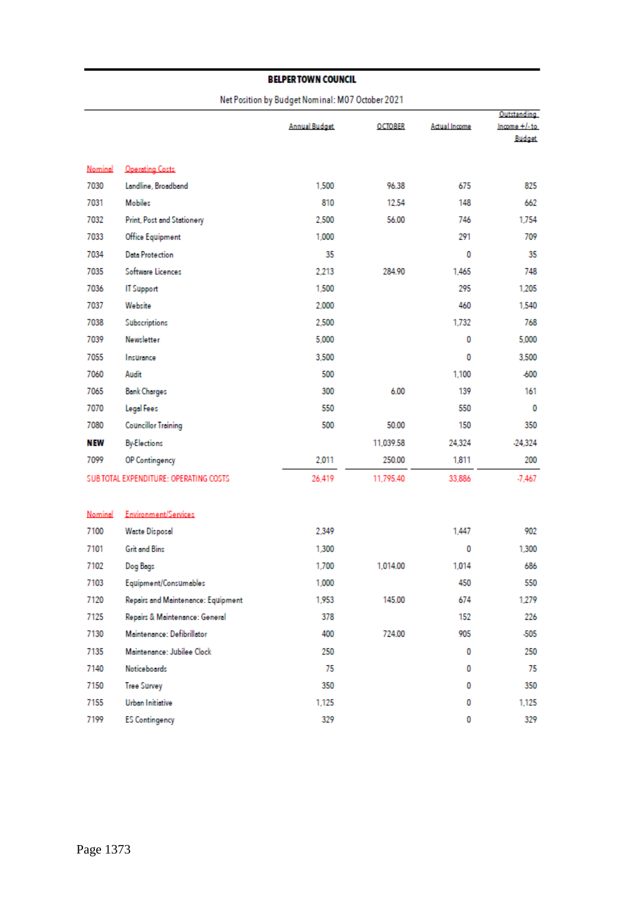# BELPER TOWN COUNCIL

Net Position by Budget Nominal: M07 October 2021

| Nominal | Operating Costs | Annual Budget | OCTOBER | Actual Income | Outstanding Income +/- to Budget |
|---|---|---|---|---|---|
| 7030 | Landline, Broadband | 1,500 | 96.38 | 675 | 825 |
| 7031 | Mobiles | 810 | 12.54 | 148 | 662 |
| 7032 | Print, Post and Stationery | 2,500 | 56.00 | 746 | 1,754 |
| 7033 | Office Equipment | 1,000 | | 291 | 709 |
| 7034 | Data Protection | 35 | | 0 | 35 |
| 7035 | Software Licences | 2,213 | 284.90 | 1,465 | 748 |
| 7036 | IT Support | 1,500 | | 295 | 1,205 |
| 7037 | Website | 2,000 | | 460 | 1,540 |
| 7038 | Subscriptions | 2,500 | | 1,732 | 768 |
| 7039 | Newsletter | 5,000 | | 0 | 5,000 |
| 7055 | Insurance | 3,500 | | 0 | 3,500 |
| 7060 | Audit | 500 | | 1,100 | -600 |
| 7065 | Bank Charges | 300 | 6.00 | 139 | 161 |
| 7070 | Legal Fees | 550 | | 550 | 0 |
| 7080 | Councillor Training | 500 | 50.00 | 150 | 350 |
| **NEW** | By-Elections | | 11,039.58 | 24,324 | -24,324 |
| 7099 | OP Contingency | 2,011 | 250.00 | 1,811 | 200 |
| SUB TOTAL EXPENDITURE: OPERATING COSTS | | 26,419 | 11,795.40 | 33,886 | -7,467 |

| Nominal | Environment/Services | Annual Budget | OCTOBER | Actual Income | Outstanding Income +/- to Budget |
|---|---|---|---|---|---|
| 7100 | Waste Disposal | 2,349 | | 1,447 | 902 |
| 7101 | Grit and Bins | 1,300 | | 0 | 1,300 |
| 7102 | Dog Bags | 1,700 | 1,014.00 | 1,014 | 686 |
| 7103 | Equipment/Consumables | 1,000 | | 450 | 550 |
| 7120 | Repairs and Maintenance: Equipment | 1,953 | 145.00 | 674 | 1,279 |
| 7125 | Repairs & Maintenance: General | 378 | | 152 | 226 |
| 7130 | Maintenance: Defibrillator | 400 | 724.00 | 905 | -505 |
| 7135 | Maintenance: Jubilee Clock | 250 | | 0 | 250 |
| 7140 | Noticeboards | 75 | | 0 | 75 |
| 7150 | Tree Survey | 350 | | 0 | 350 |
| 7155 | Urban Initiative | 1,125 | | 0 | 1,125 |
| 7199 | ES Contingency | 329 | | 0 | 329 |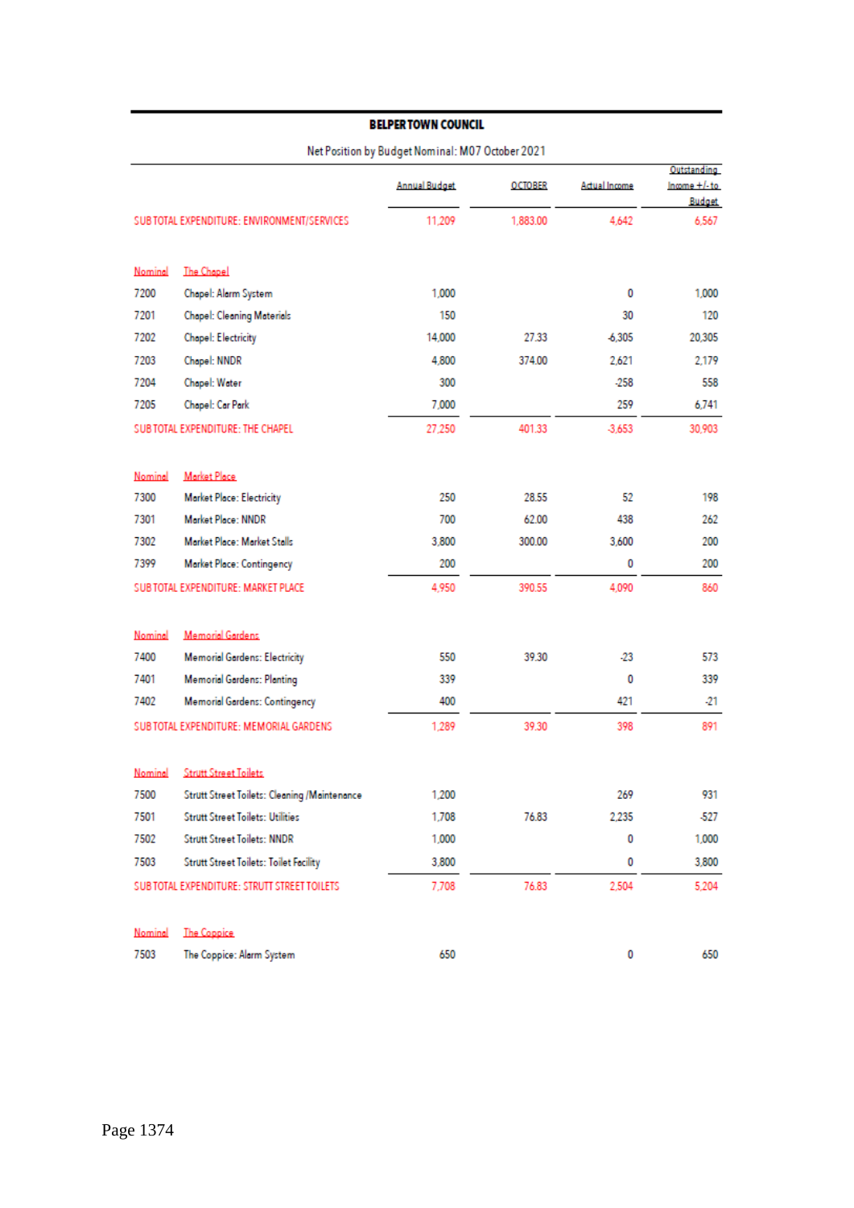**BELPER TOWN COUNCIL**

Net Position by Budget Nominal: M07 October 2021

| | | Annual Budget | OCTOBER | Actual Income | Outstanding Income +/- to Budget |
|---|---|---|---|---|---|
| SUB TOTAL EXPENDITURE: ENVIRONMENT/SERVICES | | 11,209 | 1,883.00 | 4,642 | 6,567 |
| | | | | | |
| Nominal | The Chapel | | | | |
| 7200 | Chapel: Alarm System | 1,000 | | 0 | 1,000 |
| 7201 | Chapel: Cleaning Materials | 150 | | 30 | 120 |
| 7202 | Chapel: Electricity | 14,000 | 27.33 | -6,305 | 20,305 |
| 7203 | Chapel: NNDR | 4,800 | 374.00 | 2,621 | 2,179 |
| 7204 | Chapel: Water | 300 | | -258 | 558 |
| 7205 | Chapel: Car Park | 7,000 | | 259 | 6,741 |
| SUB TOTAL EXPENDITURE: THE CHAPEL | | 27,250 | 401.33 | -3,653 | 30,903 |
| | | | | | |
| Nominal | Market Place | | | | |
| 7300 | Market Place: Electricity | 250 | 28.55 | 52 | 198 |
| 7301 | Market Place: NNDR | 700 | 62.00 | 438 | 262 |
| 7302 | Market Place: Market Stalls | 3,800 | 300.00 | 3,600 | 200 |
| 7399 | Market Place: Contingency | 200 | | 0 | 200 |
| SUB TOTAL EXPENDITURE: MARKET PLACE | | 4,950 | 390.55 | 4,090 | 860 |
| | | | | | |
| Nominal | Memorial Gardens | | | | |
| 7400 | Memorial Gardens: Electricity | 550 | 39.30 | -23 | 573 |
| 7401 | Memorial Gardens: Planting | 339 | | 0 | 339 |
| 7402 | Memorial Gardens: Contingency | 400 | | 421 | -21 |
| SUB TOTAL EXPENDITURE: MEMORIAL GARDENS | | 1,289 | 39.30 | 398 | 891 |
| | | | | | |
| Nominal | Strutt Street Toilets | | | | |
| 7500 | Strutt Street Toilets: Cleaning /Maintenance | 1,200 | | 269 | 931 |
| 7501 | Strutt Street Toilets: Utilities | 1,708 | 76.83 | 2,235 | -527 |
| 7502 | Strutt Street Toilets: NNDR | 1,000 | | 0 | 1,000 |
| 7503 | Strutt Street Toilets: Toilet Facility | 3,800 | | 0 | 3,800 |
| SUB TOTAL EXPENDITURE: STRUTT STREET TOILETS | | 7,708 | 76.83 | 2,504 | 5,204 |
| | | | | | |
| Nominal | The Coppice | | | | |
| 7503 | The Coppice: Alarm System | 650 | | 0 | 650 |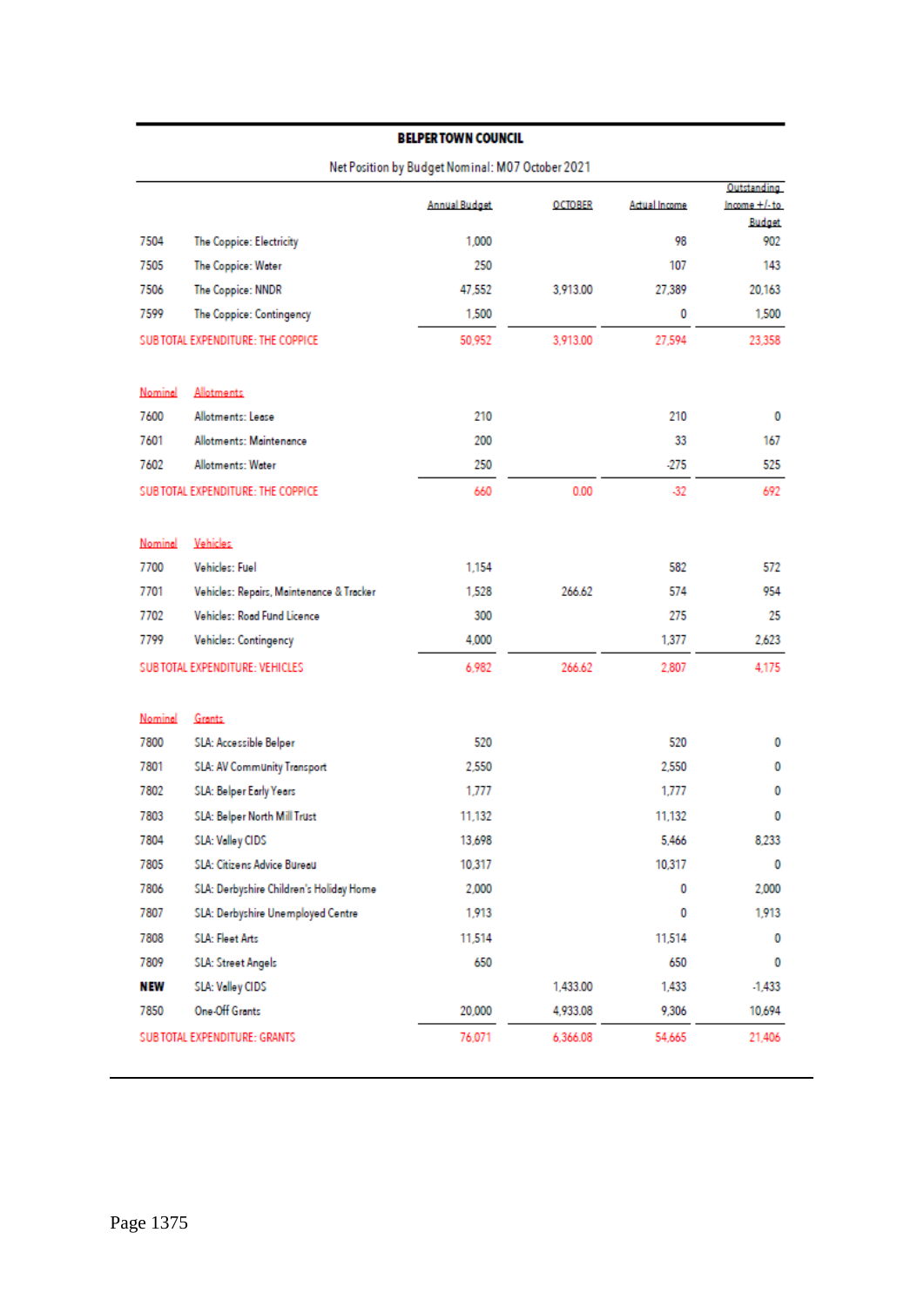**BELPER TOWN COUNCIL**

Net Position by Budget Nominal: M07 October 2021

| | | Annual Budget | OCTOBER | Actual Income | Outstanding Income +/- to Budget |
|---|---|---|---|---|---|
| 7504 | The Coppice: Electricity | 1,000 | | 98 | 902 |
| 7505 | The Coppice: Water | 250 | | 107 | 143 |
| 7506 | The Coppice: NNDR | 47,552 | 3,913.00 | 27,389 | 20,163 |
| 7599 | The Coppice: Contingency | 1,500 | | 0 | 1,500 |
| SUB TOTAL EXPENDITURE: THE COPPICE | | 50,952 | 3,913.00 | 27,594 | 23,358 |
| | | | | | |
| Nominal | Allotments | | | | |
| 7600 | Allotments: Lease | 210 | | 210 | 0 |
| 7601 | Allotments: Maintenance | 200 | | 33 | 167 |
| 7602 | Allotments: Water | 250 | | -275 | 525 |
| SUB TOTAL EXPENDITURE: THE COPPICE | | 660 | 0.00 | -32 | 692 |
| | | | | | |
| Nominal | Vehicles | | | | |
| 7700 | Vehicles: Fuel | 1,154 | | 582 | 572 |
| 7701 | Vehicles: Repairs, Maintenance & Tracker | 1,528 | 266.62 | 574 | 954 |
| 7702 | Vehicles: Road Fund Licence | 300 | | 275 | 25 |
| 7799 | Vehicles: Contingency | 4,000 | | 1,377 | 2,623 |
| SUB TOTAL EXPENDITURE: VEHICLES | | 6,982 | 266.62 | 2,807 | 4,175 |
| | | | | | |
| Nominal | Grants | | | | |
| 7800 | SLA: Accessible Belper | 520 | | 520 | 0 |
| 7801 | SLA: AV Community Transport | 2,550 | | 2,550 | 0 |
| 7802 | SLA: Belper Early Years | 1,777 | | 1,777 | 0 |
| 7803 | SLA: Belper North Mill Trust | 11,132 | | 11,132 | 0 |
| 7804 | SLA: Valley CIDS | 13,698 | | 5,466 | 8,233 |
| 7805 | SLA: Citizens Advice Bureau | 10,317 | | 10,317 | 0 |
| 7806 | SLA: Derbyshire Children's Holiday Home | 2,000 | | 0 | 2,000 |
| 7807 | SLA: Derbyshire Unemployed Centre | 1,913 | | 0 | 1,913 |
| 7808 | SLA: Fleet Arts | 11,514 | | 11,514 | 0 |
| 7809 | SLA: Street Angels | 650 | | 650 | 0 |
| **NEW** | SLA: Valley CIDS | | 1,433.00 | 1,433 | -1,433 |
| 7850 | One-Off Grants | 20,000 | 4,933.08 | 9,306 | 10,694 |
| SUB TOTAL EXPENDITURE: GRANTS | | 76,071 | 6,366.08 | 54,665 | 21,406 |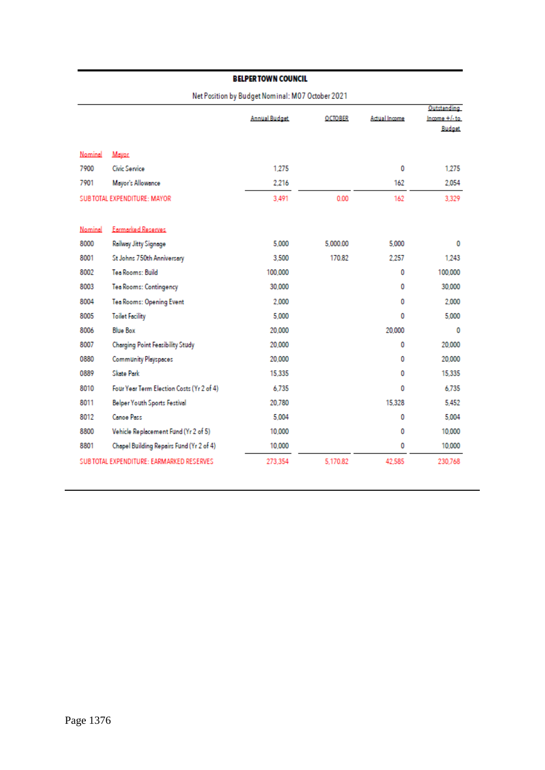**BELPER TOWN COUNCIL**

Net Position by Budget Nominal: M07 October 2021

| Nominal | Mayor | Annual Budget | OCTOBER | Actual Income | Outstanding Income +/- to Budget |
|---|---|---|---|---|---|
| 7900 | Civic Service | 1,275 | | 0 | 1,275 |
| 7901 | Mayor's Allowance | 2,216 | | 162 | 2,054 |
| SUB TOTAL EXPENDITURE: MAYOR | | 3,491 | 0.00 | 162 | 3,329 |

| Nominal | Earmarked Reserves | Annual Budget | OCTOBER | Actual Income | Outstanding Income +/- to Budget |
|---|---|---|---|---|---|
| 8000 | Railway Jitty Signage | 5,000 | 5,000.00 | 5,000 | 0 |
| 8001 | St Johns 750th Anniversary | 3,500 | 170.82 | 2,257 | 1,243 |
| 8002 | Tea Rooms: Build | 100,000 | | 0 | 100,000 |
| 8003 | Tea Rooms: Contingency | 30,000 | | 0 | 30,000 |
| 8004 | Tea Rooms: Opening Event | 2,000 | | 0 | 2,000 |
| 8005 | Toilet Facility | 5,000 | | 0 | 5,000 |
| 8006 | Blue Box | 20,000 | | 20,000 | 0 |
| 8007 | Charging Point Feasibility Study | 20,000 | | 0 | 20,000 |
| 0880 | Community Playspaces | 20,000 | | 0 | 20,000 |
| 0889 | Skate Park | 15,335 | | 0 | 15,335 |
| 8010 | Four Year Term Election Costs (Yr 2 of 4) | 6,735 | | 0 | 6,735 |
| 8011 | Belper Youth Sports Festival | 20,780 | | 15,328 | 5,452 |
| 8012 | Canoe Pass | 5,004 | | 0 | 5,004 |
| 8800 | Vehicle Replacement Fund (Yr 2 of 5) | 10,000 | | 0 | 10,000 |
| 8801 | Chapel Building Repairs Fund (Yr 2 of 4) | 10,000 | | 0 | 10,000 |
| SUB TOTAL EXPENDITURE: EARMARKED RESERVES | | 273,354 | 5,170.82 | 42,585 | 230,768 |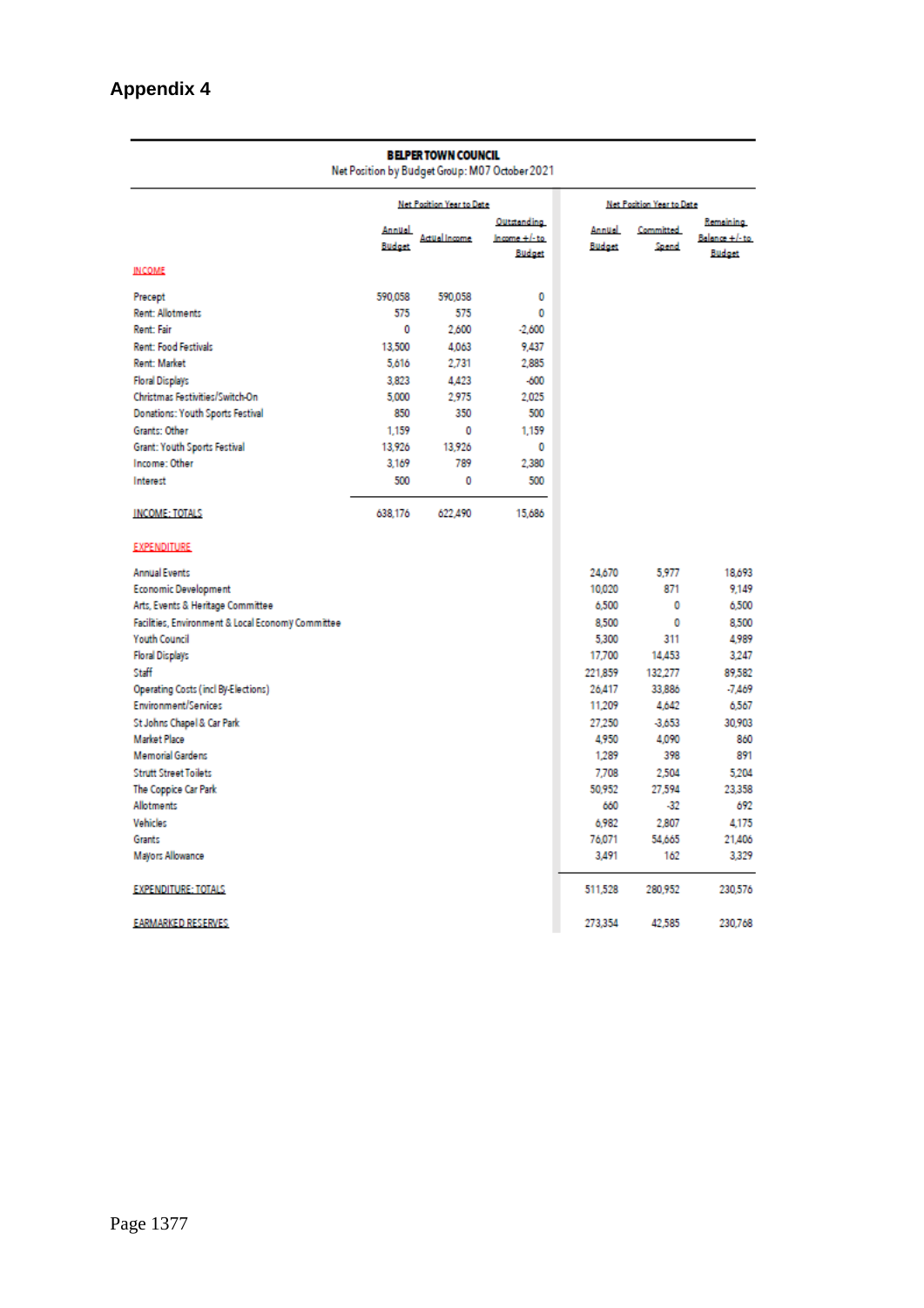## Appendix 4

**BELPER TOWN COUNCIL**
Net Position by Budget Group: M07 October 2021

| | Net Position Year to Date | | | Net Position Year to Date | | |
|---|---|---|---|---|---|---|
| | Annual Budget | Actual Income | Outstanding Income +/- to Budget | Annual Budget | Committed Spend | Remaining Balance +/- to Budget |
| **INCOME** | | | | | | |
| Precept | 590,058 | 590,058 | 0 | | | |
| Rent: Allotments | 575 | 575 | 0 | | | |
| Rent: Fair | 0 | 2,600 | -2,600 | | | |
| Rent: Food Festivals | 13,500 | 4,063 | 9,437 | | | |
| Rent: Market | 5,616 | 2,731 | 2,885 | | | |
| Floral Displays | 3,823 | 4,423 | -600 | | | |
| Christmas Festivities/Switch-On | 5,000 | 2,975 | 2,025 | | | |
| Donations: Youth Sports Festival | 850 | 350 | 500 | | | |
| Grants: Other | 1,159 | 0 | 1,159 | | | |
| Grant: Youth Sports Festival | 13,926 | 13,926 | 0 | | | |
| Income: Other | 3,169 | 789 | 2,380 | | | |
| Interest | 500 | 0 | 500 | | | |
| INCOME: TOTALS | 638,176 | 622,490 | 15,686 | | | |
| **EXPENDITURE** | | | | | | |
| Annual Events | | | | 24,670 | 5,977 | 18,693 |
| Economic Development | | | | 10,020 | 871 | 9,149 |
| Arts, Events & Heritage Committee | | | | 6,500 | 0 | 6,500 |
| Facilities, Environment & Local Economy Committee | | | | 8,500 | 0 | 8,500 |
| Youth Council | | | | 5,300 | 311 | 4,989 |
| Floral Displays | | | | 17,700 | 14,453 | 3,247 |
| Staff | | | | 221,859 | 132,277 | 89,582 |
| Operating Costs (incl By-Elections) | | | | 26,417 | 33,886 | -7,469 |
| Environment/Services | | | | 11,209 | 4,642 | 6,567 |
| St Johns Chapel & Car Park | | | | 27,250 | -3,653 | 30,903 |
| Market Place | | | | 4,950 | 4,090 | 860 |
| Memorial Gardens | | | | 1,289 | 398 | 891 |
| Strutt Street Toilets | | | | 7,708 | 2,504 | 5,204 |
| The Coppice Car Park | | | | 50,952 | 27,594 | 23,358 |
| Allotments | | | | 660 | -32 | 692 |
| Vehicles | | | | 6,982 | 2,807 | 4,175 |
| Grants | | | | 76,071 | 54,665 | 21,406 |
| Mayors Allowance | | | | 3,491 | 162 | 3,329 |
| EXPENDITURE: TOTALS | | | | 511,528 | 280,952 | 230,576 |
| EARMARKED RESERVES | | | | 273,354 | 42,585 | 230,768 |